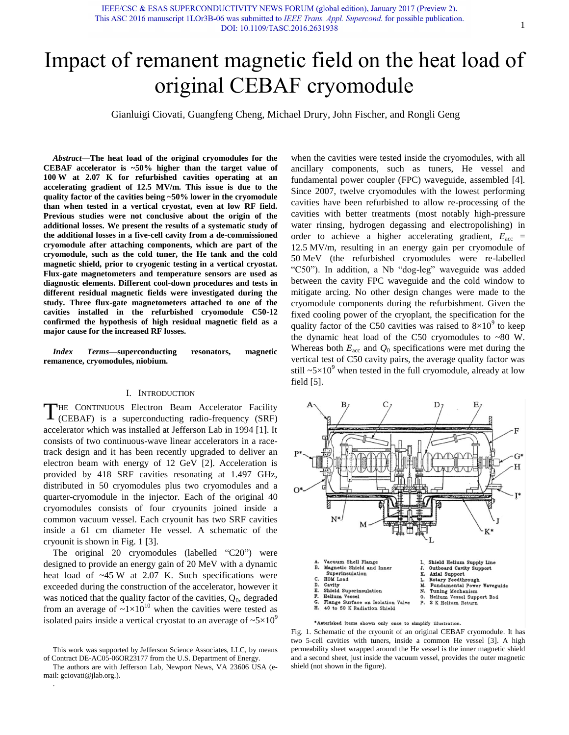# Impact of remanent magnetic field on the heat load of original CEBAF cryomodule

Gianluigi Ciovati, Guangfeng Cheng, Michael Drury, John Fischer, and Rongli Geng

***Abstract*—The heat load of the original cryomodules for the CEBAF accelerator is ~50% higher than the target value of 100 W at 2.07 K for refurbished cavities operating at an accelerating gradient of 12.5 MV/m. This issue is due to the quality factor of the cavities being ~50% lower in the cryomodule than when tested in a vertical cryostat, even at low RF field. Previous studies were not conclusive about the origin of the additional losses. We present the results of a systematic study of the additional losses in a five-cell cavity from a de-commissioned cryomodule after attaching components, which are part of the cryomodule, such as the cold tuner, the He tank and the cold magnetic shield, prior to cryogenic testing in a vertical cryostat. Flux-gate magnetometers and temperature sensors are used as diagnostic elements. Different cool-down procedures and tests in different residual magnetic fields were investigated during the study. Three flux-gate magnetometers attached to one of the cavities installed in the refurbished cryomodule C50-12 confirmed the hypothesis of high residual magnetic field as a major cause for the increased RF losses.**

***Index Terms*—superconducting resonators, magnetic remanence, cryomodules, niobium.**

## I. Introduction

The Continuous Electron Beam Accelerator Facility (CEBAF) is a superconducting radio-frequency (SRF) accelerator which was installed at Jefferson Lab in 1994 [1]. It consists of two continuous-wave linear accelerators in a race-track design and it has been recently upgraded to deliver an electron beam with energy of 12 GeV [2]. Acceleration is provided by 418 SRF cavities resonating at 1.497 GHz, distributed in 50 cryomodules plus two cryomodules and a quarter-cryomodule in the injector. Each of the original 40 cryomodules consists of four cryounits joined inside a common vacuum vessel. Each cryounit has two SRF cavities inside a 61 cm diameter He vessel. A schematic of the cryounit is shown in Fig. 1 [3].

The original 20 cryomodules (labelled "C20") were designed to provide an energy gain of 20 MeV with a dynamic heat load of ~45 W at 2.07 K. Such specifications were exceeded during the construction of the accelerator, however it was noticed that the quality factor of the cavities, $Q_0$, degraded from an average of $\sim 1\times10^{10}$ when the cavities were tested as isolated pairs inside a vertical cryostat to an average of $\sim 5\times10^9$ when the cavities were tested inside the cryomodules, with all ancillary components, such as tuners, He vessel and fundamental power coupler (FPC) waveguide, assembled [4]. Since 2007, twelve cryomodules with the lowest performing cavities have been refurbished to allow re-processing of the cavities with better treatments (most notably high-pressure water rinsing, hydrogen degassing and electropolishing) in order to achieve a higher accelerating gradient, $E_{acc}$ = 12.5 MV/m, resulting in an energy gain per cryomodule of 50 MeV (the refurbished cryomodules were re-labelled "C50"). In addition, a Nb "dog-leg" waveguide was added between the cavity FPC waveguide and the cold window to mitigate arcing. No other design changes were made to the cryomodule components during the refurbishment. Given the fixed cooling power of the cryoplant, the specification for the quality factor of the C50 cavities was raised to $8\times10^9$ to keep the dynamic heat load of the C50 cryomodules to ~80 W. Whereas both $E_{acc}$ and $Q_0$ specifications were met during the vertical test of C50 cavity pairs, the average quality factor was still $\sim 5\times10^9$ when tested in the full cryomodule, already at low field [5].

A. Vacuum Shell Flange
B. Magnetic Shield and Inner Superinsulation
C. HOM Load
D. Cavity
E. Shield Superinsulation
F. Helium Vessel
G. Flange Surface on Isolation Valve
H. 40 to 50 K Radiation Shield
I. Shield Helium Supply Line
J. Outboard Cavity Support
K. Axial Support
L. Rotary Feedthrough
M. Fundamental Power Waveguide
N. Tuning Mechanism
O. Helium Vessel Support Rod
P. 2 K Helium Return

*Asterisked items shown only once to simplify illustration.

Fig. 1. Schematic of the cryounit of an original CEBAF cryomodule. It has two 5-cell cavities with tuners, inside a common He vessel [3]. A high permeability sheet wrapped around the He vessel is the inner magnetic shield and a second sheet, just inside the vacuum vessel, provides the outer magnetic shield (not shown in the figure).

This work was supported by Jefferson Science Associates, LLC, by means of Contract DE-AC05-06OR23177 from the U.S. Department of Energy.

The authors are with Jefferson Lab, Newport News, VA 23606 USA (e-mail: gciovati@jlab.org.).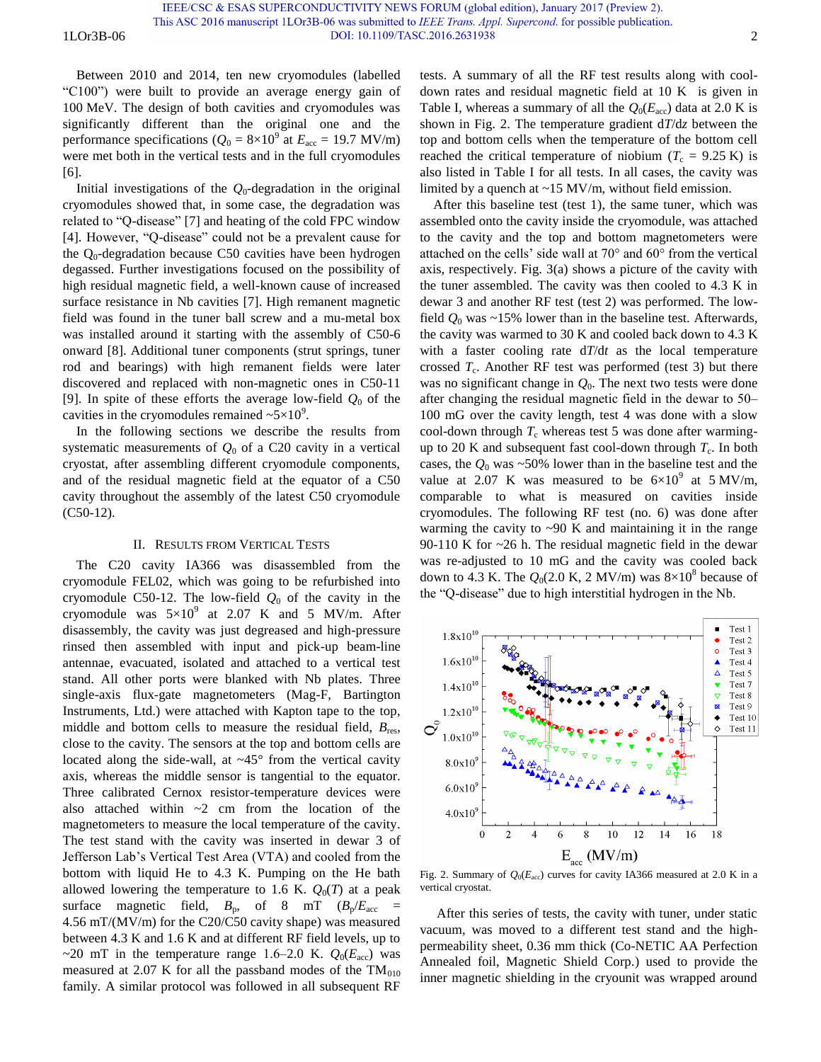Between 2010 and 2014, ten new cryomodules (labelled "C100") were built to provide an average energy gain of 100 MeV. The design of both cavities and cryomodules was significantly different than the original one and the performance specifications ($Q_0 = 8{\times}10^9$ at $E_{acc} = 19.7$ MV/m) were met both in the vertical tests and in the full cryomodules [6].

Initial investigations of the $Q_0$-degradation in the original cryomodules showed that, in some case, the degradation was related to "Q-disease" [7] and heating of the cold FPC window [4]. However, "Q-disease" could not be a prevalent cause for the $Q_0$-degradation because C50 cavities have been hydrogen degassed. Further investigations focused on the possibility of high residual magnetic field, a well-known cause of increased surface resistance in Nb cavities [7]. High remanent magnetic field was found in the tuner ball screw and a mu-metal box was installed around it starting with the assembly of C50-6 onward [8]. Additional tuner components (strut springs, tuner rod and bearings) with high remanent fields were later discovered and replaced with non-magnetic ones in C50-11 [9]. In spite of these efforts the average low-field $Q_0$ of the cavities in the cryomodules remained ~$5{\times}10^9$.

In the following sections we describe the results from systematic measurements of $Q_0$ of a C20 cavity in a vertical cryostat, after assembling different cryomodule components, and of the residual magnetic field at the equator of a C50 cavity throughout the assembly of the latest C50 cryomodule (C50-12).

## II. Results from Vertical Tests

The C20 cavity IA366 was disassembled from the cryomodule FEL02, which was going to be refurbished into cryomodule C50-12. The low-field $Q_0$ of the cavity in the cryomodule was $5{\times}10^9$ at 2.07 K and 5 MV/m. After disassembly, the cavity was just degreased and high-pressure rinsed then assembled with input and pick-up beam-line antennae, evacuated, isolated and attached to a vertical test stand. All other ports were blanked with Nb plates. Three single-axis flux-gate magnetometers (Mag-F, Bartington Instruments, Ltd.) were attached with Kapton tape to the top, middle and bottom cells to measure the residual field, $B_{res}$, close to the cavity. The sensors at the top and bottom cells are located along the side-wall, at ~45° from the vertical cavity axis, whereas the middle sensor is tangential to the equator. Three calibrated Cernox resistor-temperature devices were also attached within ~2 cm from the location of the magnetometers to measure the local temperature of the cavity. The test stand with the cavity was inserted in dewar 3 of Jefferson Lab's Vertical Test Area (VTA) and cooled from the bottom with liquid He to 4.3 K. Pumping on the He bath allowed lowering the temperature to 1.6 K. $Q_0(T)$ at a peak surface magnetic field, $B_p$, of 8 mT ($B_p/E_{acc}$ = 4.56 mT/(MV/m) for the C20/C50 cavity shape) was measured between 4.3 K and 1.6 K and at different RF field levels, up to ~20 mT in the temperature range 1.6–2.0 K. $Q_0(E_{acc})$ was measured at 2.07 K for all the passband modes of the $TM_{010}$ family. A similar protocol was followed in all subsequent RF tests. A summary of all the RF test results along with cool-down rates and residual magnetic field at 10 K is given in Table I, whereas a summary of all the $Q_0(E_{acc})$ data at 2.0 K is shown in Fig. 2. The temperature gradient $dT/dz$ between the top and bottom cells when the temperature of the bottom cell reached the critical temperature of niobium ($T_c$ = 9.25 K) is also listed in Table I for all tests. In all cases, the cavity was limited by a quench at ~15 MV/m, without field emission.

After this baseline test (test 1), the same tuner, which was assembled onto the cavity inside the cryomodule, was attached to the cavity and the top and bottom magnetometers were attached on the cells' side wall at 70° and 60° from the vertical axis, respectively. Fig. 3(a) shows a picture of the cavity with the tuner assembled. The cavity was then cooled to 4.3 K in dewar 3 and another RF test (test 2) was performed. The low-field $Q_0$ was ~15% lower than in the baseline test. Afterwards, the cavity was warmed to 30 K and cooled back down to 4.3 K with a faster cooling rate $dT/dt$ as the local temperature crossed $T_c$. Another RF test was performed (test 3) but there was no significant change in $Q_0$. The next two tests were done after changing the residual magnetic field in the dewar to 50–100 mG over the cavity length, test 4 was done with a slow cool-down through $T_c$ whereas test 5 was done after warming-up to 20 K and subsequent fast cool-down through $T_c$. In both cases, the $Q_0$ was ~50% lower than in the baseline test and the value at 2.07 K was measured to be $6{\times}10^9$ at 5 MV/m, comparable to what is measured on cavities inside cryomodules. The following RF test (no. 6) was done after warming the cavity to ~90 K and maintaining it in the range 90-110 K for ~26 h. The residual magnetic field in the dewar was re-adjusted to 10 mG and the cavity was cooled back down to 4.3 K. The $Q_0$(2.0 K, 2 MV/m) was $8{\times}10^8$ because of the "Q-disease" due to high interstitial hydrogen in the Nb.

Fig. 2. Summary of $Q_0(E_{acc})$ curves for cavity IA366 measured at 2.0 K in a vertical cryostat.

After this series of tests, the cavity with tuner, under static vacuum, was moved to a different test stand and the high-permeability sheet, 0.36 mm thick (Co-NETIC AA Perfection Annealed foil, Magnetic Shield Corp.) used to provide the inner magnetic shielding in the cryounit was wrapped around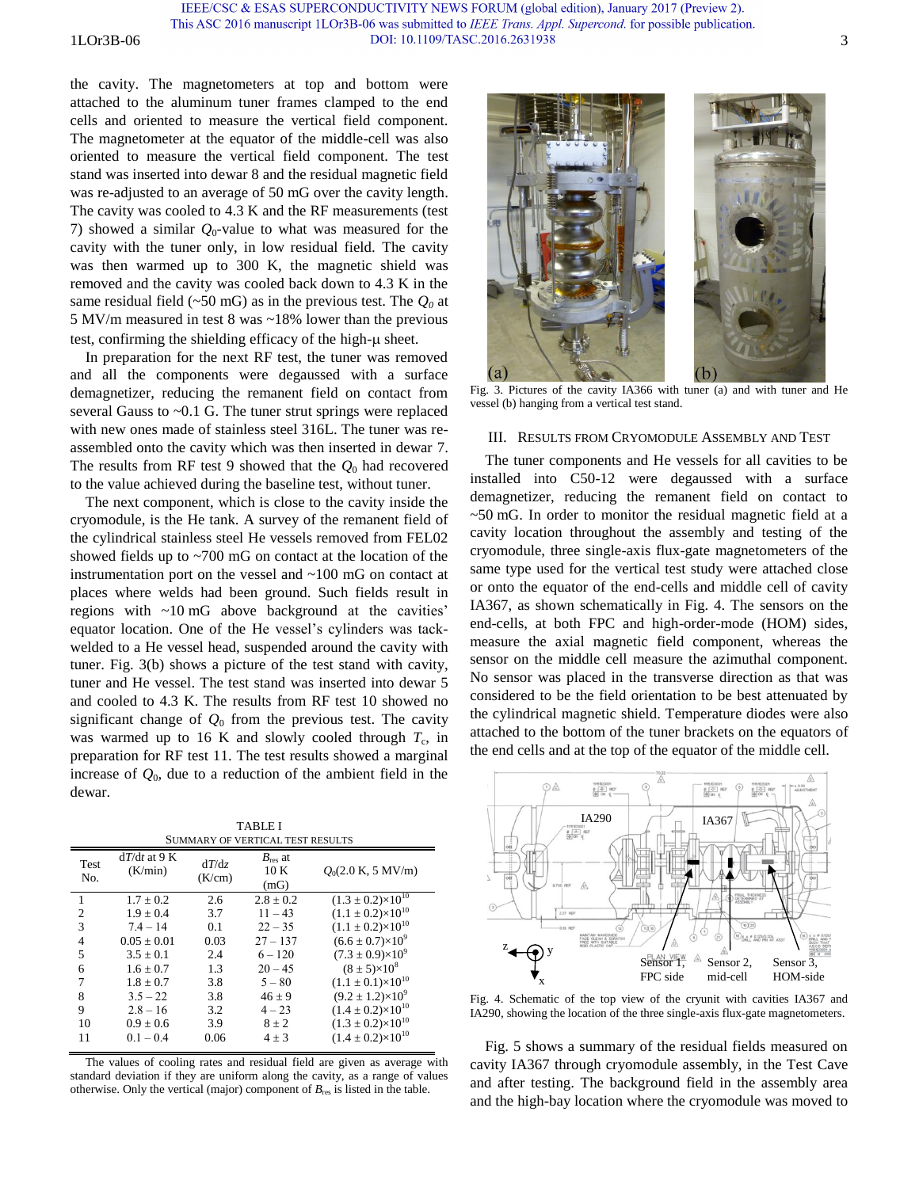the cavity. The magnetometers at top and bottom were attached to the aluminum tuner frames clamped to the end cells and oriented to measure the vertical field component. The magnetometer at the equator of the middle-cell was also oriented to measure the vertical field component. The test stand was inserted into dewar 8 and the residual magnetic field was re-adjusted to an average of 50 mG over the cavity length. The cavity was cooled to 4.3 K and the RF measurements (test 7) showed a similar $Q_0$-value to what was measured for the cavity with the tuner only, in low residual field. The cavity was then warmed up to 300 K, the magnetic shield was removed and the cavity was cooled back down to 4.3 K in the same residual field (~50 mG) as in the previous test. The $Q_0$ at 5 MV/m measured in test 8 was ~18% lower than the previous test, confirming the shielding efficacy of the high-μ sheet.

In preparation for the next RF test, the tuner was removed and all the components were degaussed with a surface demagnetizer, reducing the remanent field on contact from several Gauss to ~0.1 G. The tuner strut springs were replaced with new ones made of stainless steel 316L. The tuner was re-assembled onto the cavity which was then inserted in dewar 7. The results from RF test 9 showed that the $Q_0$ had recovered to the value achieved during the baseline test, without tuner.

The next component, which is close to the cavity inside the cryomodule, is the He tank. A survey of the remanent field of the cylindrical stainless steel He vessels removed from FEL02 showed fields up to ~700 mG on contact at the location of the instrumentation port on the vessel and ~100 mG on contact at places where welds had been ground. Such fields result in regions with ~10 mG above background at the cavities' equator location. One of the He vessel's cylinders was tack-welded to a He vessel head, suspended around the cavity with tuner. Fig. 3(b) shows a picture of the test stand with cavity, tuner and He vessel. The test stand was inserted into dewar 5 and cooled to 4.3 K. The results from RF test 10 showed no significant change of $Q_0$ from the previous test. The cavity was warmed up to 16 K and slowly cooled through $T_c$, in preparation for RF test 11. The test results showed a marginal increase of $Q_0$, due to a reduction of the ambient field in the dewar.

TABLE I
SUMMARY OF VERTICAL TEST RESULTS

| Test No. | d$T$/d$t$ at 9 K (K/min) | d$T$/d$z$ (K/cm) | $B_{res}$ at 10 K (mG) | $Q_0$(2.0 K, 5 MV/m) |
|---|---|---|---|---|
| 1 | 1.7 ± 0.2 | 2.6 | 2.8 ± 0.2 | (1.3 ± 0.2)×10$^{10}$ |
| 2 | 1.9 ± 0.4 | 3.7 | 11 – 43 | (1.1 ± 0.2)×10$^{10}$ |
| 3 | 7.4 – 14 | 0.1 | 22 – 35 | (1.1 ± 0.2)×10$^{10}$ |
| 4 | 0.05 ± 0.01 | 0.03 | 27 – 137 | (6.6 ± 0.7)×10$^{9}$ |
| 5 | 3.5 ± 0.1 | 2.4 | 6 – 120 | (7.3 ± 0.9)×10$^{9}$ |
| 6 | 1.6 ± 0.7 | 1.3 | 20 – 45 | (8 ± 5)×10$^{8}$ |
| 7 | 1.8 ± 0.7 | 3.8 | 5 – 80 | (1.1 ± 0.1)×10$^{10}$ |
| 8 | 3.5 – 22 | 3.8 | 46 ± 9 | (9.2 ± 1.2)×10$^{9}$ |
| 9 | 2.8 – 16 | 3.2 | 4 – 23 | (1.4 ± 0.2)×10$^{10}$ |
| 10 | 0.9 ± 0.6 | 3.9 | 8 ± 2 | (1.3 ± 0.2)×10$^{10}$ |
| 11 | 0.1 – 0.4 | 0.06 | 4 ± 3 | (1.4 ± 0.2)×10$^{10}$ |

The values of cooling rates and residual field are given as average with standard deviation if they are uniform along the cavity, as a range of values otherwise. Only the vertical (major) component of $B_{res}$ is listed in the table.

Fig. 3. Pictures of the cavity IA366 with tuner (a) and with tuner and He vessel (b) hanging from a vertical test stand.

## III. RESULTS FROM CRYOMODULE ASSEMBLY AND TEST

The tuner components and He vessels for all cavities to be installed into C50-12 were degaussed with a surface demagnetizer, reducing the remanent field on contact to ~50 mG. In order to monitor the residual magnetic field at a cavity location throughout the assembly and testing of the cryomodule, three single-axis flux-gate magnetometers of the same type used for the vertical test study were attached close or onto the equator of the end-cells and middle cell of cavity IA367, as shown schematically in Fig. 4. The sensors on the end-cells, at both FPC and high-order-mode (HOM) sides, measure the axial magnetic field component, whereas the sensor on the middle cell measure the azimuthal component. No sensor was placed in the transverse direction as that was considered to be the field orientation to be best attenuated by the cylindrical magnetic shield. Temperature diodes were also attached to the bottom of the tuner brackets on the equators of the end cells and at the top of the equator of the middle cell.

Fig. 4. Schematic of the top view of the cryunit with cavities IA367 and IA290, showing the location of the three single-axis flux-gate magnetometers.

Fig. 5 shows a summary of the residual fields measured on cavity IA367 through cryomodule assembly, in the Test Cave and after testing. The background field in the assembly area and the high-bay location where the cryomodule was moved to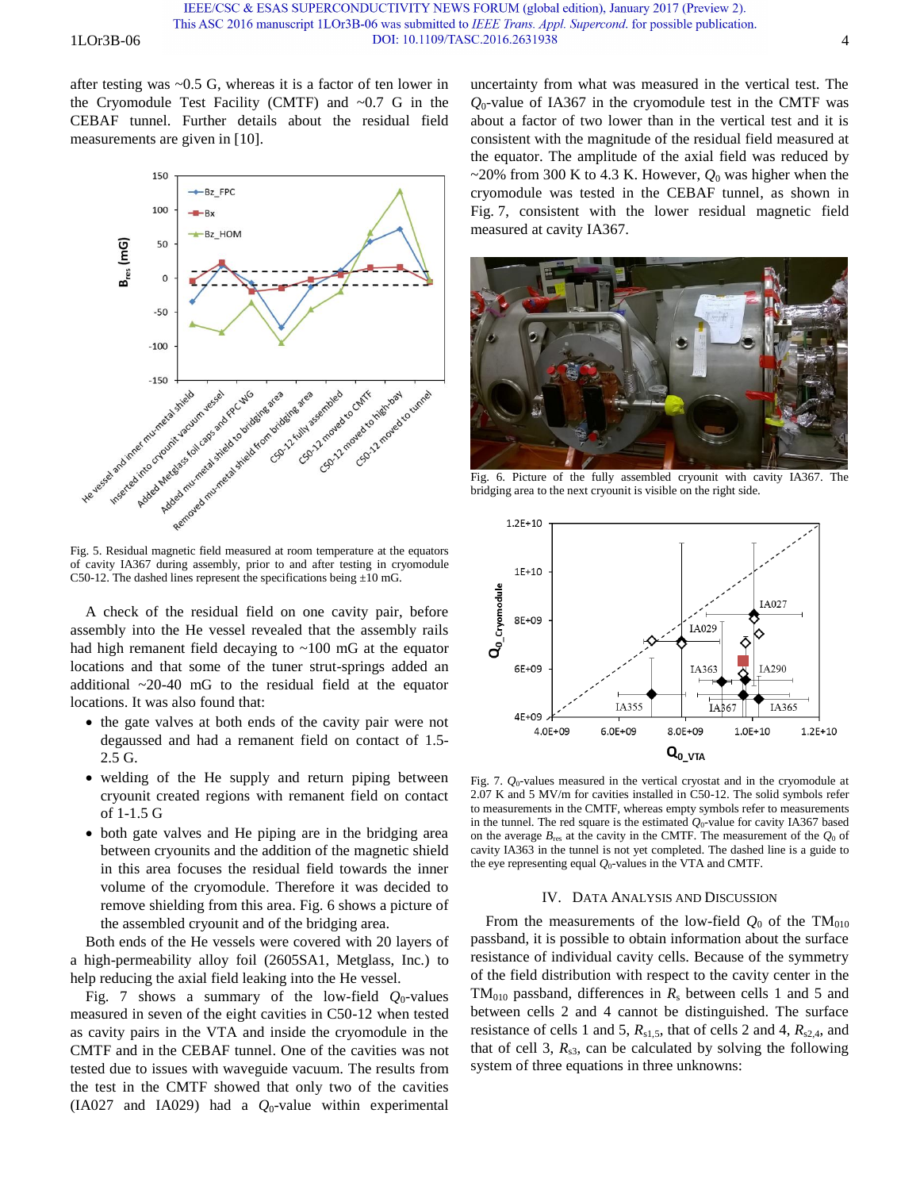after testing was ~0.5 G, whereas it is a factor of ten lower in the Cryomodule Test Facility (CMTF) and ~0.7 G in the CEBAF tunnel. Further details about the residual field measurements are given in [10].

Fig. 5. Residual magnetic field measured at room temperature at the equators of cavity IA367 during assembly, prior to and after testing in cryomodule C50-12. The dashed lines represent the specifications being ±10 mG.

A check of the residual field on one cavity pair, before assembly into the He vessel revealed that the assembly rails had high remanent field decaying to ~100 mG at the equator locations and that some of the tuner strut-springs added an additional ~20-40 mG to the residual field at the equator locations. It was also found that:

- the gate valves at both ends of the cavity pair were not degaussed and had a remanent field on contact of 1.5-2.5 G.
- welding of the He supply and return piping between cryounit created regions with remanent field on contact of 1-1.5 G
- both gate valves and He piping are in the bridging area between cryounits and the addition of the magnetic shield in this area focuses the residual field towards the inner volume of the cryomodule. Therefore it was decided to remove shielding from this area. Fig. 6 shows a picture of the assembled cryounit and of the bridging area.

Both ends of the He vessels were covered with 20 layers of a high-permeability alloy foil (2605SA1, Metglass, Inc.) to help reducing the axial field leaking into the He vessel.

Fig. 7 shows a summary of the low-field $Q_0$-values measured in seven of the eight cavities in C50-12 when tested as cavity pairs in the VTA and inside the cryomodule in the CMTF and in the CEBAF tunnel. One of the cavities was not tested due to issues with waveguide vacuum. The results from the test in the CMTF showed that only two of the cavities (IA027 and IA029) had a $Q_0$-value within experimental uncertainty from what was measured in the vertical test. The $Q_0$-value of IA367 in the cryomodule test in the CMTF was about a factor of two lower than in the vertical test and it is consistent with the magnitude of the residual field measured at the equator. The amplitude of the axial field was reduced by ~20% from 300 K to 4.3 K. However, $Q_0$ was higher when the cryomodule was tested in the CEBAF tunnel, as shown in Fig. 7, consistent with the lower residual magnetic field measured at cavity IA367.

Fig. 6. Picture of the fully assembled cryounit with cavity IA367. The bridging area to the next cryounit is visible on the right side.

Fig. 7. $Q_0$-values measured in the vertical cryostat and in the cryomodule at 2.07 K and 5 MV/m for cavities installed in C50-12. The solid symbols refer to measurements in the CMTF, whereas empty symbols refer to measurements in the tunnel. The red square is the estimated $Q_0$-value for cavity IA367 based on the average $B_{res}$ at the cavity in the CMTF. The measurement of the $Q_0$ of cavity IA363 in the tunnel is not yet completed. The dashed line is a guide to the eye representing equal $Q_0$-values in the VTA and CMTF.

## IV. Data Analysis and Discussion

From the measurements of the low-field $Q_0$ of the $TM_{010}$ passband, it is possible to obtain information about the surface resistance of individual cavity cells. Because of the symmetry of the field distribution with respect to the cavity center in the $TM_{010}$ passband, differences in $R_s$ between cells 1 and 5 and between cells 2 and 4 cannot be distinguished. The surface resistance of cells 1 and 5, $R_{s1,5}$, that of cells 2 and 4, $R_{s2,4}$, and that of cell 3, $R_{s3}$, can be calculated by solving the following system of three equations in three unknowns: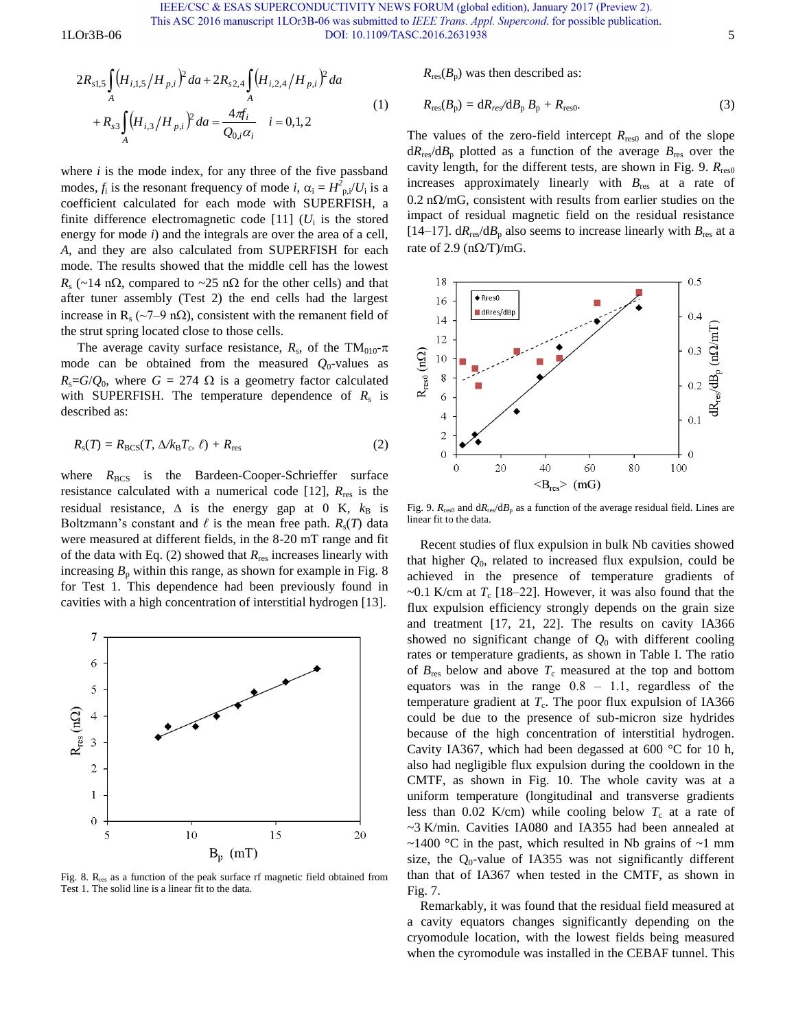$$2R_{s1,5}\int_A \left(H_{i,1,5}/H_{p,i}\right)^2 da + 2R_{s2,4}\int_A \left(H_{i,2,4}/H_{p,i}\right)^2 da + R_{s3}\int_A \left(H_{i,3}/H_{p,i}\right)^2 da = \frac{4\pi f_i}{Q_{0,i}\alpha_i} \quad i=0,1,2 \tag{1}$$

where $i$ is the mode index, for any three of the five passband modes, $f_i$ is the resonant frequency of mode $i$, $\alpha_i = H^2_{p,i}/U_i$ is a coefficient calculated for each mode with SUPERFISH, a finite difference electromagnetic code [11] ($U_i$ is the stored energy for mode $i$) and the integrals are over the area of a cell, $A$, and they are also calculated from SUPERFISH for each mode. The results showed that the middle cell has the lowest $R_s$ (~14 nΩ, compared to ~25 nΩ for the other cells) and that after tuner assembly (Test 2) the end cells had the largest increase in $R_s$ (~7–9 nΩ), consistent with the remanent field of the strut spring located close to those cells.

The average cavity surface resistance, $R_s$, of the $TM_{010}$-π mode can be obtained from the measured $Q_0$-values as $R_s = G/Q_0$, where $G$ = 274 Ω is a geometry factor calculated with SUPERFISH. The temperature dependence of $R_s$ is described as:

$$R_s(T) = R_{BCS}(T, \Delta/k_B T_c, \ell) + R_{res} \tag{2}$$

where $R_{BCS}$ is the Bardeen-Cooper-Schrieffer surface resistance calculated with a numerical code [12], $R_{res}$ is the residual resistance, $\Delta$ is the energy gap at 0 K, $k_B$ is Boltzmann's constant and $\ell$ is the mean free path. $R_s(T)$ data were measured at different fields, in the 8-20 mT range and fit of the data with Eq. (2) showed that $R_{res}$ increases linearly with increasing $B_p$ within this range, as shown for example in Fig. 8 for Test 1. This dependence had been previously found in cavities with a high concentration of interstitial hydrogen [13].

Fig. 8. $R_{res}$ as a function of the peak surface rf magnetic field obtained from Test 1. The solid line is a linear fit to the data.

$R_{res}(B_p)$ was then described as:

$$R_{res}(B_p) = dR_{res}/dB_p\, B_p + R_{res0}. \tag{3}$$

The values of the zero-field intercept $R_{res0}$ and of the slope $dR_{res}/dB_p$ plotted as a function of the average $B_{res}$ over the cavity length, for the different tests, are shown in Fig. 9. $R_{res0}$ increases approximately linearly with $B_{res}$ at a rate of 0.2 nΩ/mG, consistent with results from earlier studies on the impact of residual magnetic field on the residual resistance [14–17]. $dR_{res}/dB_p$ also seems to increase linearly with $B_{res}$ at a rate of 2.9 (nΩ/T)/mG.

Fig. 9. $R_{res0}$ and $dR_{res}/dB_p$ as a function of the average residual field. Lines are linear fit to the data.

Recent studies of flux expulsion in bulk Nb cavities showed that higher $Q_0$, related to increased flux expulsion, could be achieved in the presence of temperature gradients of ~0.1 K/cm at $T_c$ [18–22]. However, it was also found that the flux expulsion efficiency strongly depends on the grain size and treatment [17, 21, 22]. The results on cavity IA366 showed no significant change of $Q_0$ with different cooling rates or temperature gradients, as shown in Table I. The ratio of $B_{res}$ below and above $T_c$ measured at the top and bottom equators was in the range 0.8 – 1.1, regardless of the temperature gradient at $T_c$. The poor flux expulsion of IA366 could be due to the presence of sub-micron size hydrides because of the high concentration of interstitial hydrogen. Cavity IA367, which had been degassed at 600 °C for 10 h, also had negligible flux expulsion during the cooldown in the CMTF, as shown in Fig. 10. The whole cavity was at a uniform temperature (longitudinal and transverse gradients less than 0.02 K/cm) while cooling below $T_c$ at a rate of ~3 K/min. Cavities IA080 and IA355 had been annealed at ~1400 °C in the past, which resulted in Nb grains of ~1 mm size, the $Q_0$-value of IA355 was not significantly different than that of IA367 when tested in the CMTF, as shown in Fig. 7.

Remarkably, it was found that the residual field measured at a cavity equators changes significantly depending on the cryomodule location, with the lowest fields being measured when the cyromodule was installed in the CEBAF tunnel. This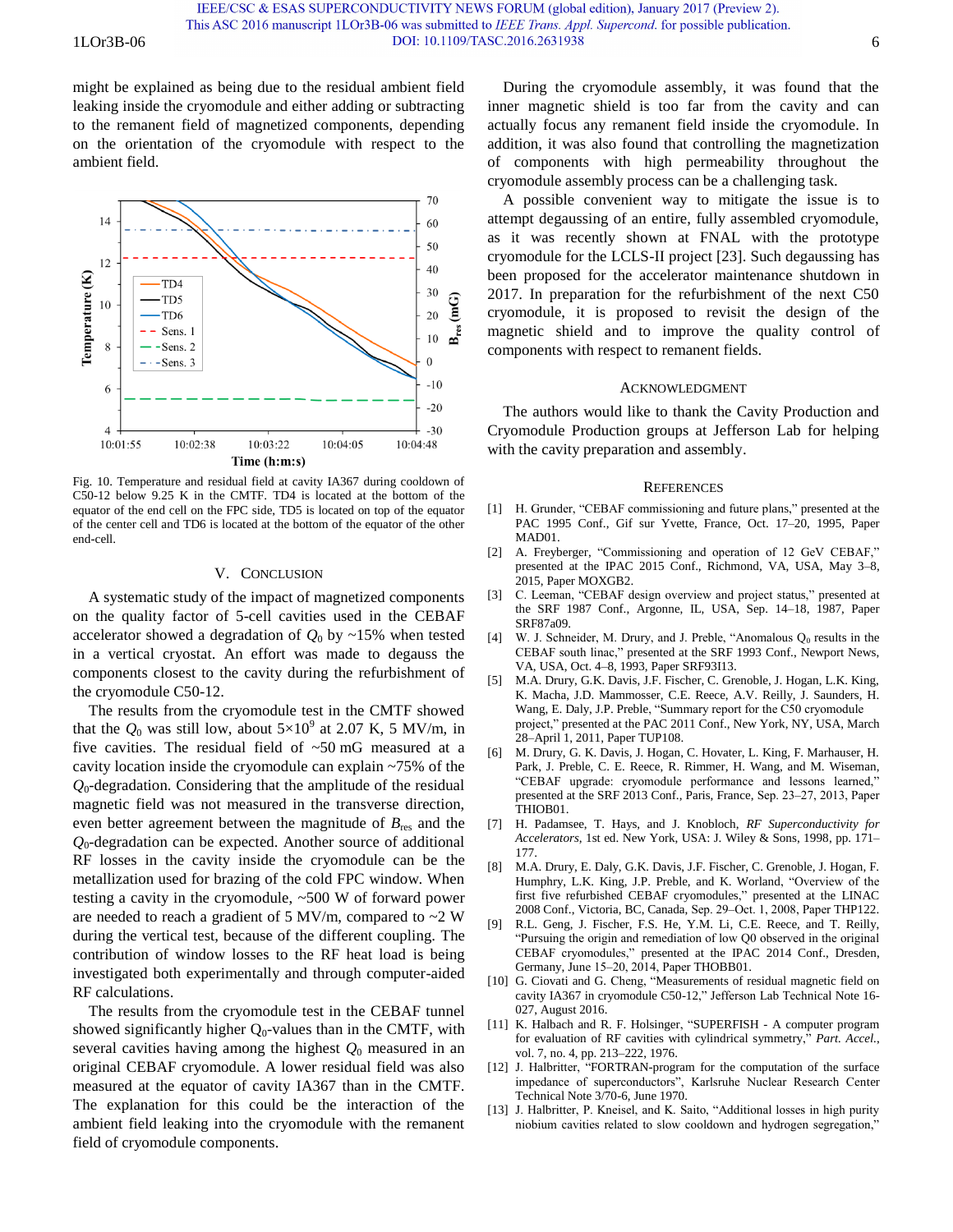might be explained as being due to the residual ambient field leaking inside the cryomodule and either adding or subtracting to the remanent field of magnetized components, depending on the orientation of the cryomodule with respect to the ambient field.

Fig. 10. Temperature and residual field at cavity IA367 during cooldown of C50-12 below 9.25 K in the CMTF. TD4 is located at the bottom of the equator of the end cell on the FPC side, TD5 is located on top of the equator of the center cell and TD6 is located at the bottom of the equator of the other end-cell.

## V. Conclusion

A systematic study of the impact of magnetized components on the quality factor of 5-cell cavities used in the CEBAF accelerator showed a degradation of $Q_0$ by ~15% when tested in a vertical cryostat. An effort was made to degauss the components closest to the cavity during the refurbishment of the cryomodule C50-12.

The results from the cryomodule test in the CMTF showed that the $Q_0$ was still low, about $5\times10^9$ at 2.07 K, 5 MV/m, in five cavities. The residual field of ~50 mG measured at a cavity location inside the cryomodule can explain ~75% of the $Q_0$-degradation. Considering that the amplitude of the residual magnetic field was not measured in the transverse direction, even better agreement between the magnitude of $B_{res}$ and the $Q_0$-degradation can be expected. Another source of additional RF losses in the cavity inside the cryomodule can be the metallization used for brazing of the cold FPC window. When testing a cavity in the cryomodule, ~500 W of forward power are needed to reach a gradient of 5 MV/m, compared to ~2 W during the vertical test, because of the different coupling. The contribution of window losses to the RF heat load is being investigated both experimentally and through computer-aided RF calculations.

The results from the cryomodule test in the CEBAF tunnel showed significantly higher $Q_0$-values than in the CMTF, with several cavities having among the highest $Q_0$ measured in an original CEBAF cryomodule. A lower residual field was also measured at the equator of cavity IA367 than in the CMTF. The explanation for this could be the interaction of the ambient field leaking into the cryomodule with the remanent field of cryomodule components.

During the cryomodule assembly, it was found that the inner magnetic shield is too far from the cavity and can actually focus any remanent field inside the cryomodule. In addition, it was also found that controlling the magnetization of components with high permeability throughout the cryomodule assembly process can be a challenging task.

A possible convenient way to mitigate the issue is to attempt degaussing of an entire, fully assembled cryomodule, as it was recently shown at FNAL with the prototype cryomodule for the LCLS-II project [23]. Such degaussing has been proposed for the accelerator maintenance shutdown in 2017. In preparation for the refurbishment of the next C50 cryomodule, it is proposed to revisit the design of the magnetic shield and to improve the quality control of components with respect to remanent fields.

## Acknowledgment

The authors would like to thank the Cavity Production and Cryomodule Production groups at Jefferson Lab for helping with the cavity preparation and assembly.

## References

[1] H. Grunder, “CEBAF commissioning and future plans,” presented at the PAC 1995 Conf., Gif sur Yvette, France, Oct. 17–20, 1995, Paper MAD01.

[2] A. Freyberger, “Commissioning and operation of 12 GeV CEBAF,” presented at the IPAC 2015 Conf., Richmond, VA, USA, May 3–8, 2015, Paper MOXGB2.

[3] C. Leeman, “CEBAF design overview and project status,” presented at the SRF 1987 Conf., Argonne, IL, USA, Sep. 14–18, 1987, Paper SRF87a09.

[4] W. J. Schneider, M. Drury, and J. Preble, “Anomalous $Q_0$ results in the CEBAF south linac,” presented at the SRF 1993 Conf., Newport News, VA, USA, Oct. 4–8, 1993, Paper SRF93I13.

[5] M.A. Drury, G.K. Davis, J.F. Fischer, C. Grenoble, J. Hogan, L.K. King, K. Macha, J.D. Mammosser, C.E. Reece, A.V. Reilly, J. Saunders, H. Wang, E. Daly, J.P. Preble, “Summary report for the C50 cryomodule project,” presented at the PAC 2011 Conf., New York, NY, USA, March 28–April 1, 2011, Paper TUP108.

[6] M. Drury, G. K. Davis, J. Hogan, C. Hovater, L. King, F. Marhauser, H. Park, J. Preble, C. E. Reece, R. Rimmer, H. Wang, and M. Wiseman, “CEBAF upgrade: cryomodule performance and lessons learned,” presented at the SRF 2013 Conf., Paris, France, Sep. 23–27, 2013, Paper THIOB01.

[7] H. Padamsee, T. Hays, and J. Knobloch, *RF Superconductivity for Accelerators*, 1st ed. New York, USA: J. Wiley & Sons, 1998, pp. 171–177.

[8] M.A. Drury, E. Daly, G.K. Davis, J.F. Fischer, C. Grenoble, J. Hogan, F. Humphry, L.K. King, J.P. Preble, and K. Worland, “Overview of the first five refurbished CEBAF cryomodules,” presented at the LINAC 2008 Conf., Victoria, BC, Canada, Sep. 29–Oct. 1, 2008, Paper THP122.

[9] R.L. Geng, J. Fischer, F.S. He, Y.M. Li, C.E. Reece, and T. Reilly, “Pursuing the origin and remediation of low Q0 observed in the original CEBAF cryomodules,” presented at the IPAC 2014 Conf., Dresden, Germany, June 15–20, 2014, Paper THOBB01.

[10] G. Ciovati and G. Cheng, “Measurements of residual magnetic field on cavity IA367 in cryomodule C50-12,” Jefferson Lab Technical Note 16-027, August 2016.

[11] K. Halbach and R. F. Holsinger, “SUPERFISH - A computer program for evaluation of RF cavities with cylindrical symmetry,” *Part. Accel.*, vol. 7, no. 4, pp. 213–222, 1976.

[12] J. Halbritter, “FORTRAN-program for the computation of the surface impedance of superconductors”, Karlsruhe Nuclear Research Center Technical Note 3/70-6, June 1970.

[13] J. Halbritter, P. Kneisel, and K. Saito, “Additional losses in high purity niobium cavities related to slow cooldown and hydrogen segregation,”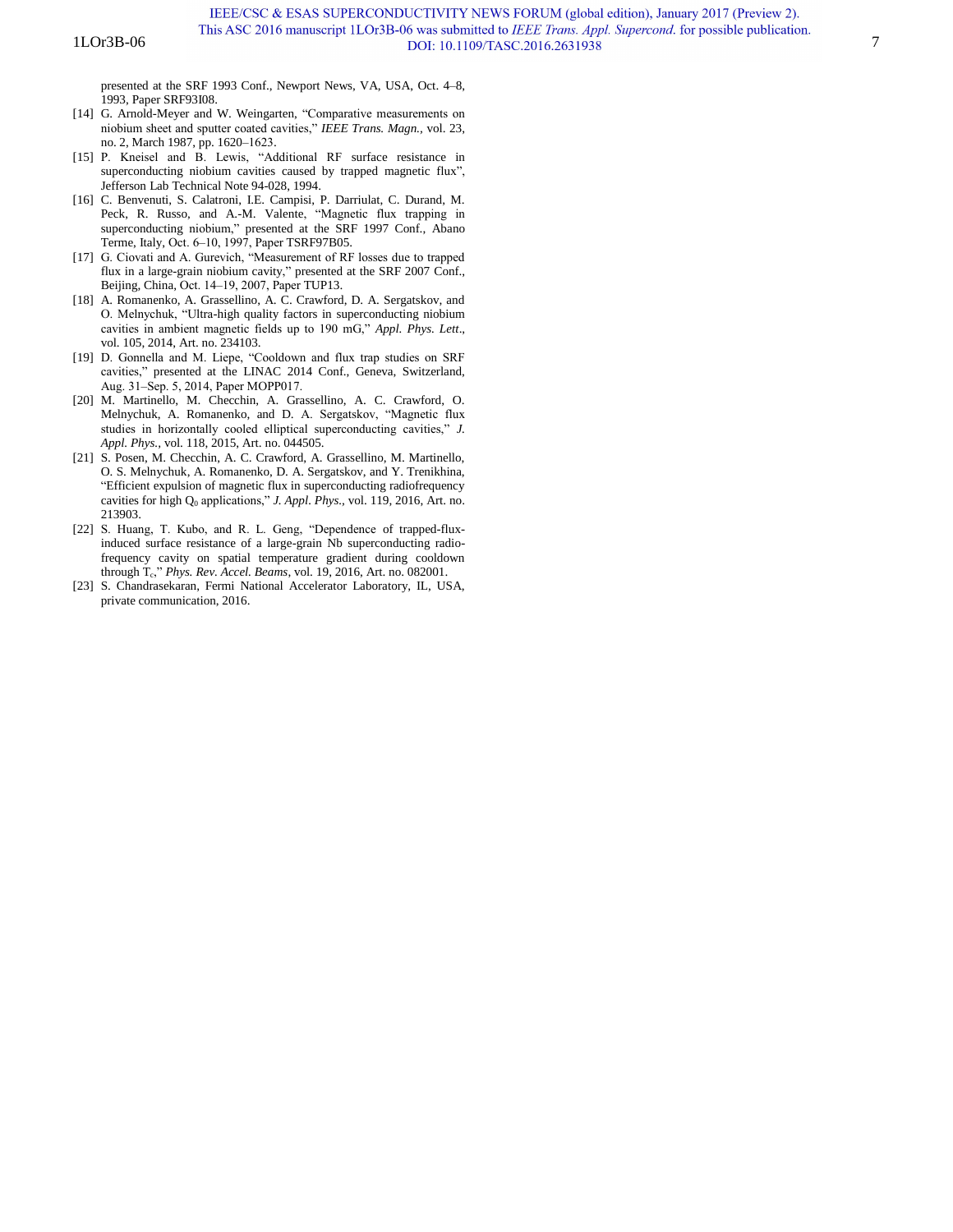presented at the SRF 1993 Conf., Newport News, VA, USA, Oct. 4–8, 1993, Paper SRF93I08.

[14] G. Arnold-Meyer and W. Weingarten, “Comparative measurements on niobium sheet and sputter coated cavities,” *IEEE Trans. Magn.*, vol. 23, no. 2, March 1987, pp. 1620–1623.

[15] P. Kneisel and B. Lewis, “Additional RF surface resistance in superconducting niobium cavities caused by trapped magnetic flux”, Jefferson Lab Technical Note 94-028, 1994.

[16] C. Benvenuti, S. Calatroni, I.E. Campisi, P. Darriulat, C. Durand, M. Peck, R. Russo, and A.-M. Valente, “Magnetic flux trapping in superconducting niobium,” presented at the SRF 1997 Conf., Abano Terme, Italy, Oct. 6–10, 1997, Paper TSRF97B05.

[17] G. Ciovati and A. Gurevich, “Measurement of RF losses due to trapped flux in a large-grain niobium cavity,” presented at the SRF 2007 Conf., Beijing, China, Oct. 14–19, 2007, Paper TUP13.

[18] A. Romanenko, A. Grassellino, A. C. Crawford, D. A. Sergatskov, and O. Melnychuk, “Ultra-high quality factors in superconducting niobium cavities in ambient magnetic fields up to 190 mG,” *Appl. Phys. Lett.*, vol. 105, 2014, Art. no. 234103.

[19] D. Gonnella and M. Liepe, “Cooldown and flux trap studies on SRF cavities,” presented at the LINAC 2014 Conf., Geneva, Switzerland, Aug. 31–Sep. 5, 2014, Paper MOPP017.

[20] M. Martinello, M. Checchin, A. Grassellino, A. C. Crawford, O. Melnychuk, A. Romanenko, and D. A. Sergatskov, “Magnetic flux studies in horizontally cooled elliptical superconducting cavities,” *J. Appl. Phys.*, vol. 118, 2015, Art. no. 044505.

[21] S. Posen, M. Checchin, A. C. Crawford, A. Grassellino, M. Martinello, O. S. Melnychuk, A. Romanenko, D. A. Sergatskov, and Y. Trenikhina, “Efficient expulsion of magnetic flux in superconducting radiofrequency cavities for high $Q_0$ applications,” *J. Appl. Phys.*, vol. 119, 2016, Art. no. 213903.

[22] S. Huang, T. Kubo, and R. L. Geng, “Dependence of trapped-flux-induced surface resistance of a large-grain Nb superconducting radio-frequency cavity on spatial temperature gradient during cooldown through $T_c$,” *Phys. Rev. Accel. Beams*, vol. 19, 2016, Art. no. 082001.

[23] S. Chandrasekaran, Fermi National Accelerator Laboratory, IL, USA, private communication, 2016.